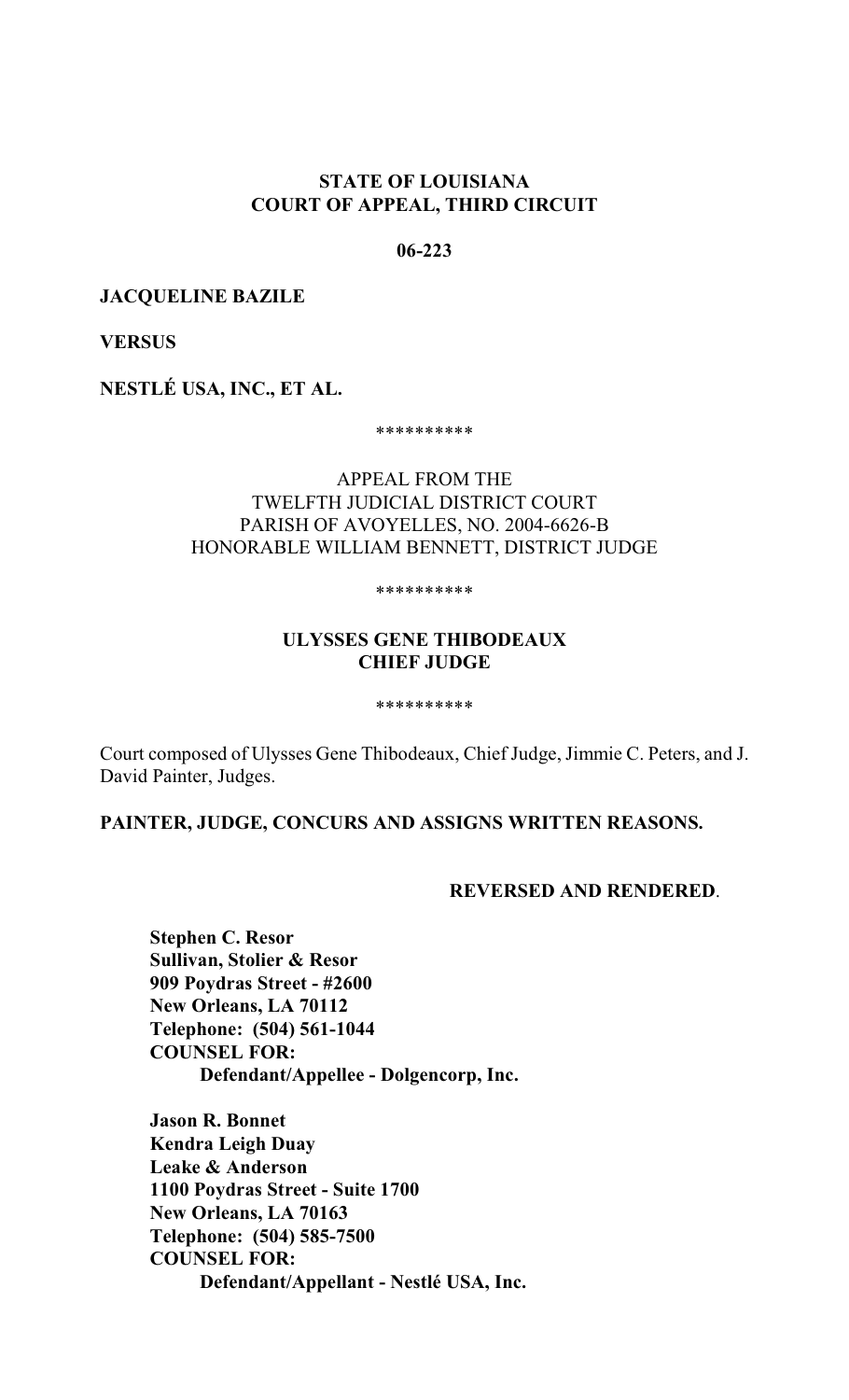**STATE OF LOUISIANA**
**COURT OF APPEAL, THIRD CIRCUIT**

**06-223**

**JACQUELINE BAZILE**

**VERSUS**

**NESTLÉ USA, INC., ET AL.**

\*\*\*\*\*\*\*\*\*\*

APPEAL FROM THE
TWELFTH JUDICIAL DISTRICT COURT
PARISH OF AVOYELLES, NO. 2004-6626-B
HONORABLE WILLIAM BENNETT, DISTRICT JUDGE

\*\*\*\*\*\*\*\*\*\*

**ULYSSES GENE THIBODEAUX**
**CHIEF JUDGE**

\*\*\*\*\*\*\*\*\*\*

Court composed of Ulysses Gene Thibodeaux, Chief Judge, Jimmie C. Peters, and J. David Painter, Judges.

**PAINTER, JUDGE, CONCURS AND ASSIGNS WRITTEN REASONS.**

**REVERSED AND RENDERED**.

**Stephen C. Resor**
**Sullivan, Stolier & Resor**
**909 Poydras Street - #2600**
**New Orleans, LA 70112**
**Telephone: (504) 561-1044**
**COUNSEL FOR:**
**Defendant/Appellee - Dolgencorp, Inc.**

**Jason R. Bonnet**
**Kendra Leigh Duay**
**Leake & Anderson**
**1100 Poydras Street - Suite 1700**
**New Orleans, LA 70163**
**Telephone: (504) 585-7500**
**COUNSEL FOR:**
**Defendant/Appellant - Nestlé USA, Inc.**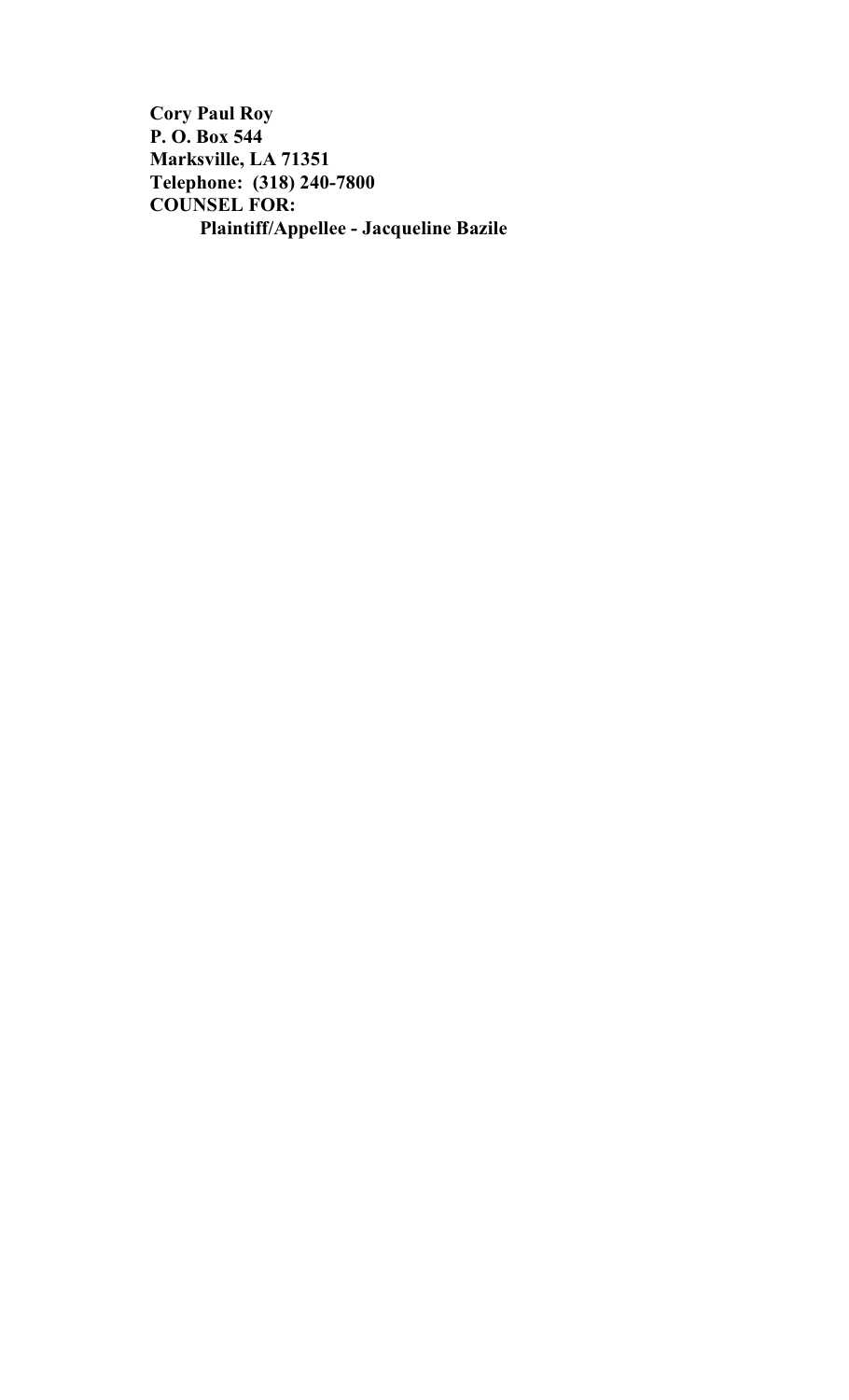**Cory Paul Roy**
**P. O. Box 544**
**Marksville, LA 71351**
**Telephone: (318) 240-7800**
**COUNSEL FOR:**
**Plaintiff/Appellee - Jacqueline Bazile**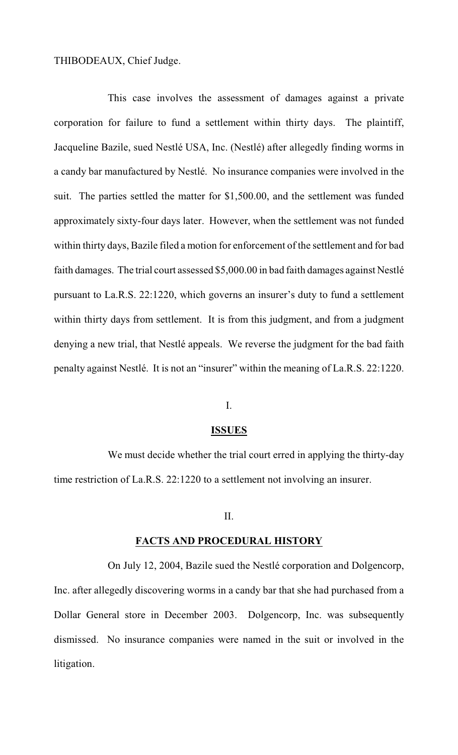THIBODEAUX, Chief Judge.

This case involves the assessment of damages against a private corporation for failure to fund a settlement within thirty days. The plaintiff, Jacqueline Bazile, sued Nestlé USA, Inc. (Nestlé) after allegedly finding worms in a candy bar manufactured by Nestlé. No insurance companies were involved in the suit. The parties settled the matter for $1,500.00, and the settlement was funded approximately sixty-four days later. However, when the settlement was not funded within thirty days, Bazile filed a motion for enforcement of the settlement and for bad faith damages. The trial court assessed $5,000.00 in bad faith damages against Nestlé pursuant to La.R.S. 22:1220, which governs an insurer's duty to fund a settlement within thirty days from settlement. It is from this judgment, and from a judgment denying a new trial, that Nestlé appeals. We reverse the judgment for the bad faith penalty against Nestlé. It is not an "insurer" within the meaning of La.R.S. 22:1220.

## I.

## **ISSUES**

We must decide whether the trial court erred in applying the thirty-day time restriction of La.R.S. 22:1220 to a settlement not involving an insurer.

## II.

## **FACTS AND PROCEDURAL HISTORY**

On July 12, 2004, Bazile sued the Nestlé corporation and Dolgencorp, Inc. after allegedly discovering worms in a candy bar that she had purchased from a Dollar General store in December 2003. Dolgencorp, Inc. was subsequently dismissed. No insurance companies were named in the suit or involved in the litigation.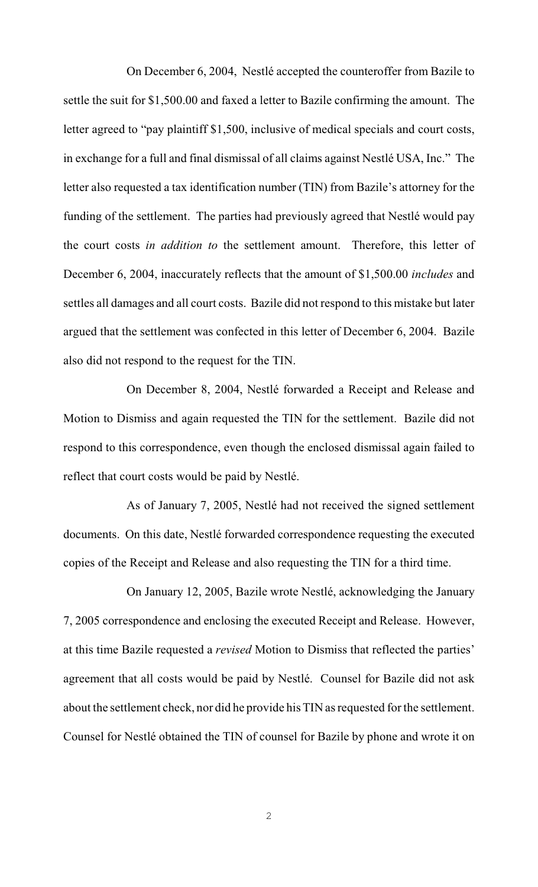On December 6, 2004, Nestlé accepted the counteroffer from Bazile to settle the suit for $1,500.00 and faxed a letter to Bazile confirming the amount. The letter agreed to "pay plaintiff $1,500, inclusive of medical specials and court costs, in exchange for a full and final dismissal of all claims against Nestlé USA, Inc." The letter also requested a tax identification number (TIN) from Bazile's attorney for the funding of the settlement. The parties had previously agreed that Nestlé would pay the court costs *in addition to* the settlement amount. Therefore, this letter of December 6, 2004, inaccurately reflects that the amount of $1,500.00 *includes* and settles all damages and all court costs. Bazile did not respond to this mistake but later argued that the settlement was confected in this letter of December 6, 2004. Bazile also did not respond to the request for the TIN.

On December 8, 2004, Nestlé forwarded a Receipt and Release and Motion to Dismiss and again requested the TIN for the settlement. Bazile did not respond to this correspondence, even though the enclosed dismissal again failed to reflect that court costs would be paid by Nestlé.

As of January 7, 2005, Nestlé had not received the signed settlement documents. On this date, Nestlé forwarded correspondence requesting the executed copies of the Receipt and Release and also requesting the TIN for a third time.

On January 12, 2005, Bazile wrote Nestlé, acknowledging the January 7, 2005 correspondence and enclosing the executed Receipt and Release. However, at this time Bazile requested a *revised* Motion to Dismiss that reflected the parties' agreement that all costs would be paid by Nestlé. Counsel for Bazile did not ask about the settlement check, nor did he provide his TIN as requested for the settlement. Counsel for Nestlé obtained the TIN of counsel for Bazile by phone and wrote it on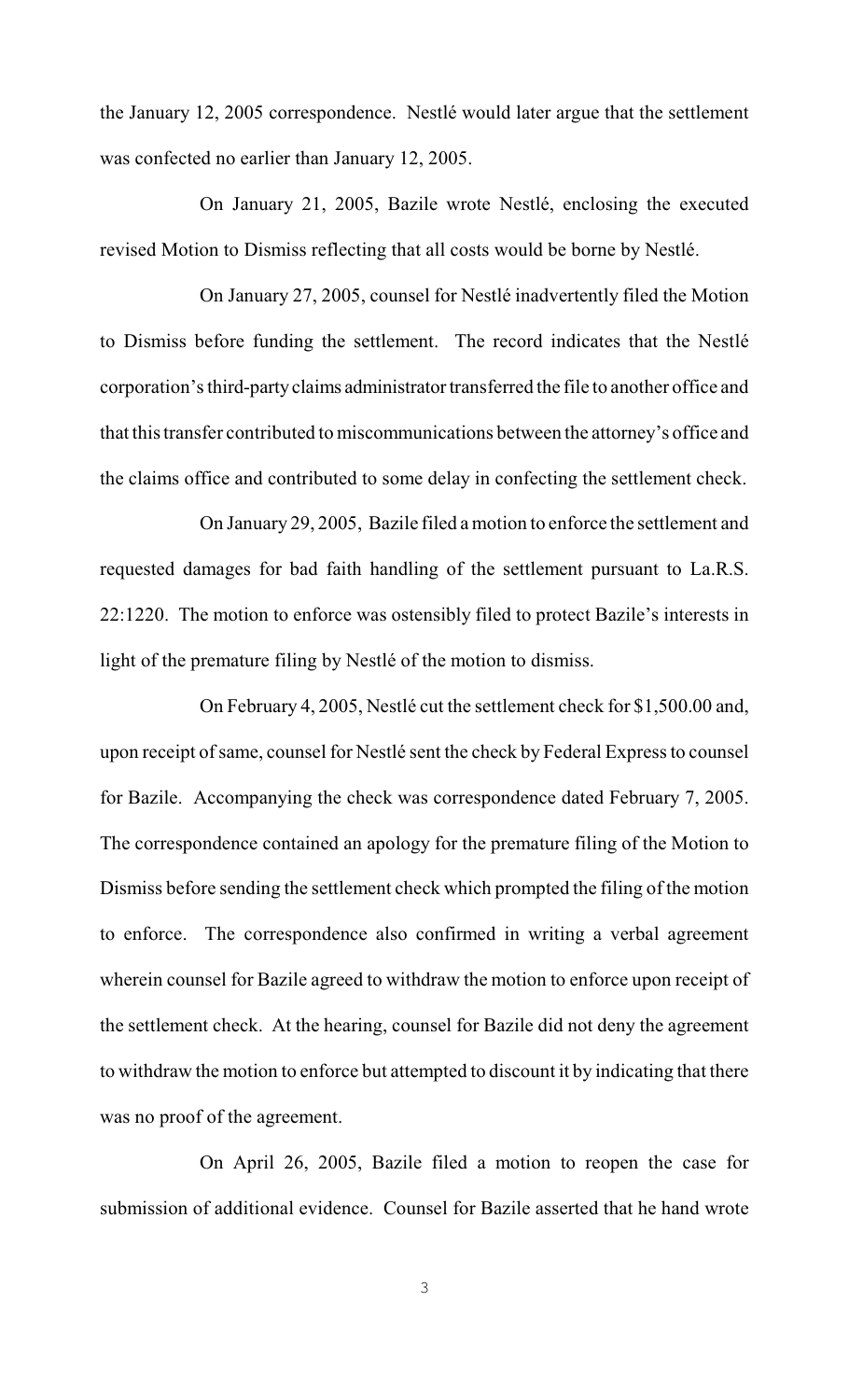the January 12, 2005 correspondence. Nestlé would later argue that the settlement was confected no earlier than January 12, 2005.

On January 21, 2005, Bazile wrote Nestlé, enclosing the executed revised Motion to Dismiss reflecting that all costs would be borne by Nestlé.

On January 27, 2005, counsel for Nestlé inadvertently filed the Motion to Dismiss before funding the settlement. The record indicates that the Nestlé corporation's third-party claims administrator transferred the file to another office and that this transfer contributed to miscommunications between the attorney's office and the claims office and contributed to some delay in confecting the settlement check.

On January 29, 2005, Bazile filed a motion to enforce the settlement and requested damages for bad faith handling of the settlement pursuant to La.R.S. 22:1220. The motion to enforce was ostensibly filed to protect Bazile's interests in light of the premature filing by Nestlé of the motion to dismiss.

On February 4, 2005, Nestlé cut the settlement check for $1,500.00 and, upon receipt of same, counsel for Nestlé sent the check by Federal Express to counsel for Bazile. Accompanying the check was correspondence dated February 7, 2005. The correspondence contained an apology for the premature filing of the Motion to Dismiss before sending the settlement check which prompted the filing of the motion to enforce. The correspondence also confirmed in writing a verbal agreement wherein counsel for Bazile agreed to withdraw the motion to enforce upon receipt of the settlement check. At the hearing, counsel for Bazile did not deny the agreement to withdraw the motion to enforce but attempted to discount it by indicating that there was no proof of the agreement.

On April 26, 2005, Bazile filed a motion to reopen the case for submission of additional evidence. Counsel for Bazile asserted that he hand wrote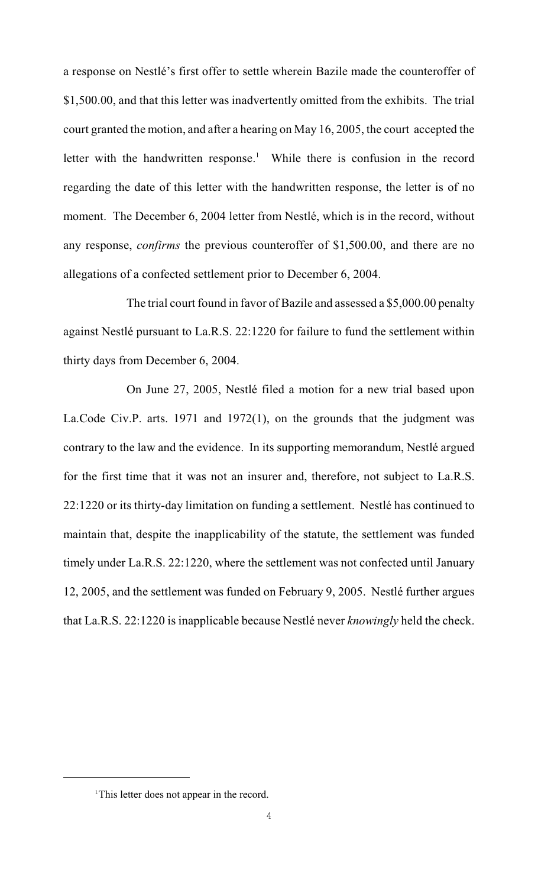a response on Nestlé's first offer to settle wherein Bazile made the counteroffer of $1,500.00, and that this letter was inadvertently omitted from the exhibits. The trial court granted the motion, and after a hearing on May 16, 2005, the court accepted the letter with the handwritten response.[1] While there is confusion in the record regarding the date of this letter with the handwritten response, the letter is of no moment. The December 6, 2004 letter from Nestlé, which is in the record, without any response, *confirms* the previous counteroffer of $1,500.00, and there are no allegations of a confected settlement prior to December 6, 2004.

The trial court found in favor of Bazile and assessed a $5,000.00 penalty against Nestlé pursuant to La.R.S. 22:1220 for failure to fund the settlement within thirty days from December 6, 2004.

On June 27, 2005, Nestlé filed a motion for a new trial based upon La.Code Civ.P. arts. 1971 and 1972(1), on the grounds that the judgment was contrary to the law and the evidence. In its supporting memorandum, Nestlé argued for the first time that it was not an insurer and, therefore, not subject to La.R.S. 22:1220 or its thirty-day limitation on funding a settlement. Nestlé has continued to maintain that, despite the inapplicability of the statute, the settlement was funded timely under La.R.S. 22:1220, where the settlement was not confected until January 12, 2005, and the settlement was funded on February 9, 2005. Nestlé further argues that La.R.S. 22:1220 is inapplicable because Nestlé never *knowingly* held the check.

---

[1] This letter does not appear in the record.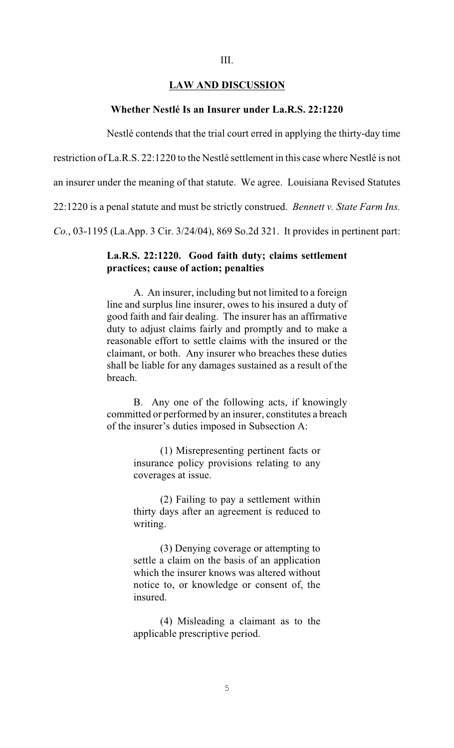III.

## LAW AND DISCUSSION

### Whether Nestlé Is an Insurer under La.R.S. 22:1220

Nestlé contends that the trial court erred in applying the thirty-day time restriction of La.R.S. 22:1220 to the Nestlé settlement in this case where Nestlé is not an insurer under the meaning of that statute. We agree. Louisiana Revised Statutes 22:1220 is a penal statute and must be strictly construed. *Bennett v. State Farm Ins. Co.*, 03-1195 (La.App. 3 Cir. 3/24/04), 869 So.2d 321. It provides in pertinent part:

> **La.R.S. 22:1220. Good faith duty; claims settlement practices; cause of action; penalties**
>
> A. An insurer, including but not limited to a foreign line and surplus line insurer, owes to his insured a duty of good faith and fair dealing. The insurer has an affirmative duty to adjust claims fairly and promptly and to make a reasonable effort to settle claims with the insured or the claimant, or both. Any insurer who breaches these duties shall be liable for any damages sustained as a result of the breach.
>
> B. Any one of the following acts, if knowingly committed or performed by an insurer, constitutes a breach of the insurer's duties imposed in Subsection A:
>
> > (1) Misrepresenting pertinent facts or insurance policy provisions relating to any coverages at issue.
> >
> > (2) Failing to pay a settlement within thirty days after an agreement is reduced to writing.
> >
> > (3) Denying coverage or attempting to settle a claim on the basis of an application which the insurer knows was altered without notice to, or knowledge or consent of, the insured.
> >
> > (4) Misleading a claimant as to the applicable prescriptive period.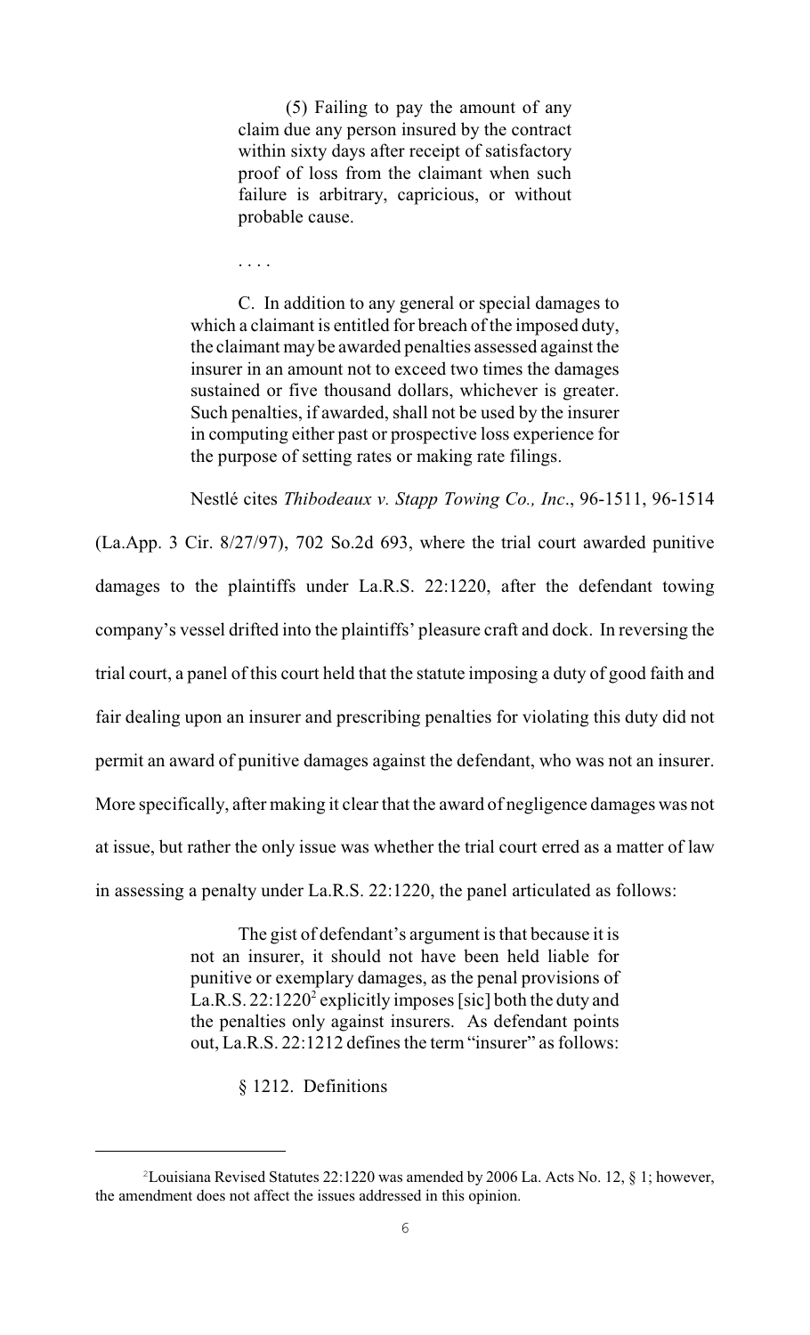> (5) Failing to pay the amount of any claim due any person insured by the contract within sixty days after receipt of satisfactory proof of loss from the claimant when such failure is arbitrary, capricious, or without probable cause.
>
> . . . .
>
> C. In addition to any general or special damages to which a claimant is entitled for breach of the imposed duty, the claimant may be awarded penalties assessed against the insurer in an amount not to exceed two times the damages sustained or five thousand dollars, whichever is greater. Such penalties, if awarded, shall not be used by the insurer in computing either past or prospective loss experience for the purpose of setting rates or making rate filings.

Nestlé cites *Thibodeaux v. Stapp Towing Co., Inc.*, 96-1511, 96-1514 (La.App. 3 Cir. 8/27/97), 702 So.2d 693, where the trial court awarded punitive damages to the plaintiffs under La.R.S. 22:1220, after the defendant towing company's vessel drifted into the plaintiffs' pleasure craft and dock. In reversing the trial court, a panel of this court held that the statute imposing a duty of good faith and fair dealing upon an insurer and prescribing penalties for violating this duty did not permit an award of punitive damages against the defendant, who was not an insurer. More specifically, after making it clear that the award of negligence damages was not at issue, but rather the only issue was whether the trial court erred as a matter of law in assessing a penalty under La.R.S. 22:1220, the panel articulated as follows:

> The gist of defendant's argument is that because it is not an insurer, it should not have been held liable for punitive or exemplary damages, as the penal provisions of La.R.S. 22:1220[2] explicitly imposes [sic] both the duty and the penalties only against insurers. As defendant points out, La.R.S. 22:1212 defines the term "insurer" as follows:
>
> § 1212. Definitions

[2] Louisiana Revised Statutes 22:1220 was amended by 2006 La. Acts No. 12, § 1; however, the amendment does not affect the issues addressed in this opinion.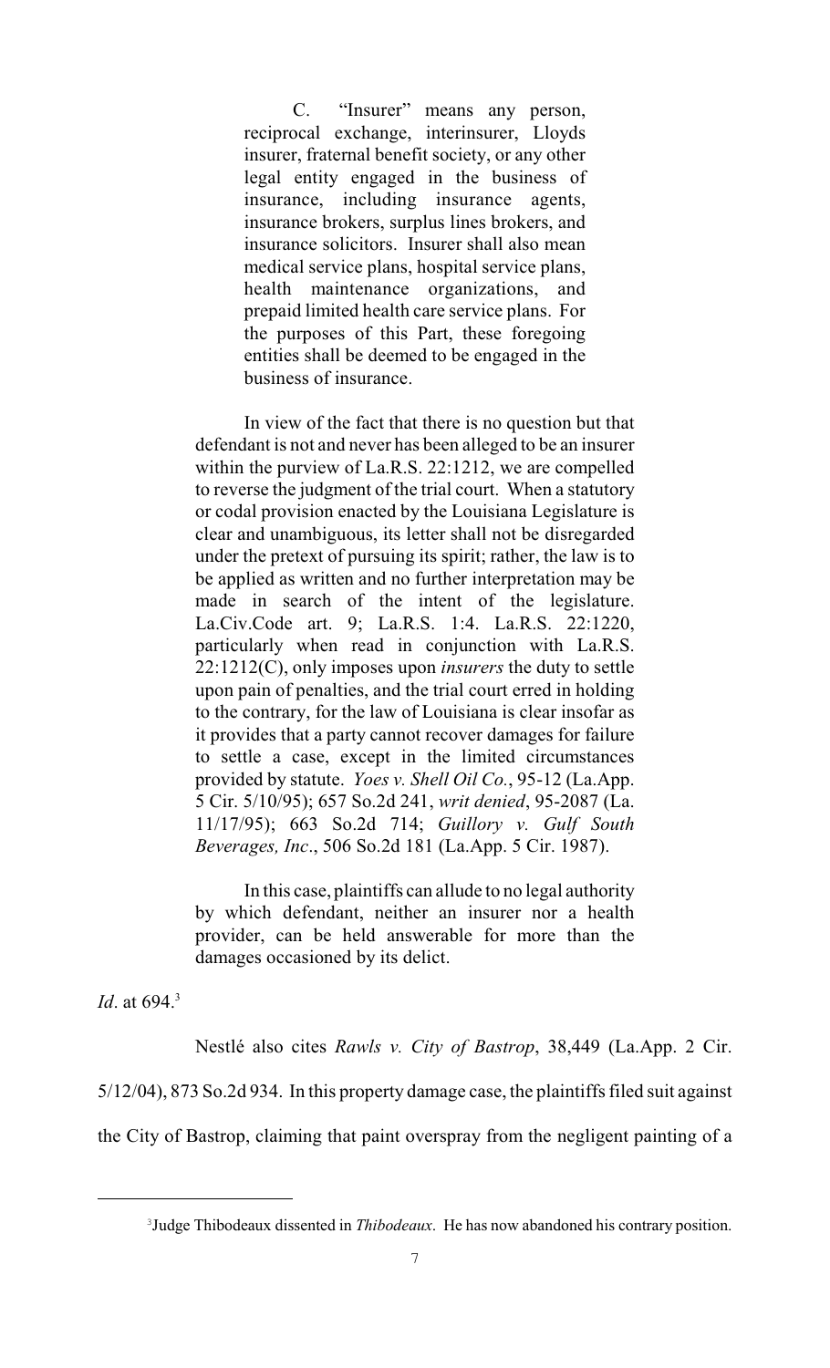> C. "Insurer" means any person, reciprocal exchange, interinsurer, Lloyds insurer, fraternal benefit society, or any other legal entity engaged in the business of insurance, including insurance agents, insurance brokers, surplus lines brokers, and insurance solicitors. Insurer shall also mean medical service plans, hospital service plans, health maintenance organizations, and prepaid limited health care service plans. For the purposes of this Part, these foregoing entities shall be deemed to be engaged in the business of insurance.
>
> In view of the fact that there is no question but that defendant is not and never has been alleged to be an insurer within the purview of La.R.S. 22:1212, we are compelled to reverse the judgment of the trial court. When a statutory or codal provision enacted by the Louisiana Legislature is clear and unambiguous, its letter shall not be disregarded under the pretext of pursuing its spirit; rather, the law is to be applied as written and no further interpretation may be made in search of the intent of the legislature. La.Civ.Code art. 9; La.R.S. 1:4. La.R.S. 22:1220, particularly when read in conjunction with La.R.S. 22:1212(C), only imposes upon *insurers* the duty to settle upon pain of penalties, and the trial court erred in holding to the contrary, for the law of Louisiana is clear insofar as it provides that a party cannot recover damages for failure to settle a case, except in the limited circumstances provided by statute. *Yoes v. Shell Oil Co.*, 95-12 (La.App. 5 Cir. 5/10/95); 657 So.2d 241, *writ denied*, 95-2087 (La. 11/17/95); 663 So.2d 714; *Guillory v. Gulf South Beverages, Inc*., 506 So.2d 181 (La.App. 5 Cir. 1987).
>
> In this case, plaintiffs can allude to no legal authority by which defendant, neither an insurer nor a health provider, can be held answerable for more than the damages occasioned by its delict.

*Id*. at 694.[3]

Nestlé also cites *Rawls v. City of Bastrop*, 38,449 (La.App. 2 Cir. 5/12/04), 873 So.2d 934. In this property damage case, the plaintiffs filed suit against the City of Bastrop, claiming that paint overspray from the negligent painting of a

---

[3] Judge Thibodeaux dissented in *Thibodeaux*. He has now abandoned his contrary position.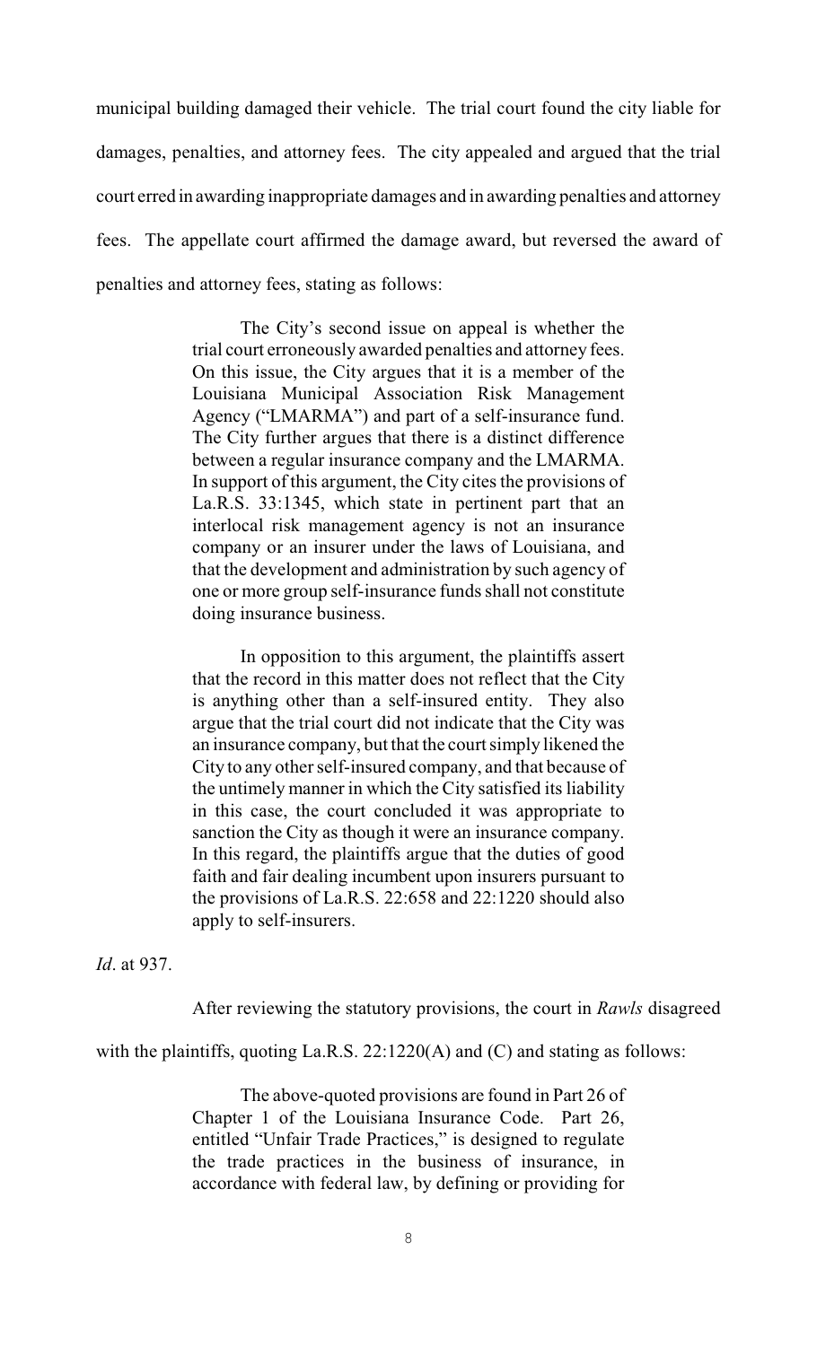municipal building damaged their vehicle. The trial court found the city liable for damages, penalties, and attorney fees. The city appealed and argued that the trial court erred in awarding inappropriate damages and in awarding penalties and attorney fees. The appellate court affirmed the damage award, but reversed the award of penalties and attorney fees, stating as follows:

> The City's second issue on appeal is whether the trial court erroneously awarded penalties and attorney fees. On this issue, the City argues that it is a member of the Louisiana Municipal Association Risk Management Agency ("LMARMA") and part of a self-insurance fund. The City further argues that there is a distinct difference between a regular insurance company and the LMARMA. In support of this argument, the City cites the provisions of La.R.S. 33:1345, which state in pertinent part that an interlocal risk management agency is not an insurance company or an insurer under the laws of Louisiana, and that the development and administration by such agency of one or more group self-insurance funds shall not constitute doing insurance business.
>
> In opposition to this argument, the plaintiffs assert that the record in this matter does not reflect that the City is anything other than a self-insured entity. They also argue that the trial court did not indicate that the City was an insurance company, but that the court simply likened the City to any other self-insured company, and that because of the untimely manner in which the City satisfied its liability in this case, the court concluded it was appropriate to sanction the City as though it were an insurance company. In this regard, the plaintiffs argue that the duties of good faith and fair dealing incumbent upon insurers pursuant to the provisions of La.R.S. 22:658 and 22:1220 should also apply to self-insurers.

*Id*. at 937.

After reviewing the statutory provisions, the court in *Rawls* disagreed with the plaintiffs, quoting La.R.S. 22:1220(A) and (C) and stating as follows:

> The above-quoted provisions are found in Part 26 of Chapter 1 of the Louisiana Insurance Code. Part 26, entitled "Unfair Trade Practices," is designed to regulate the trade practices in the business of insurance, in accordance with federal law, by defining or providing for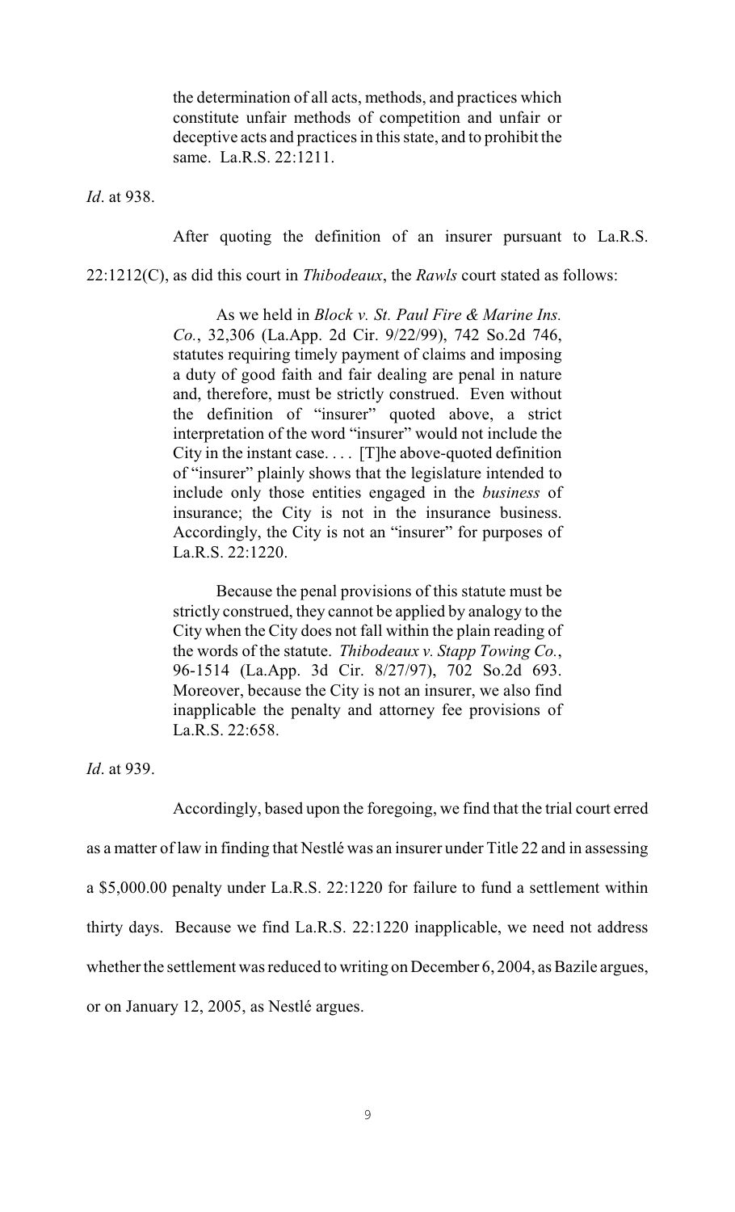> the determination of all acts, methods, and practices which constitute unfair methods of competition and unfair or deceptive acts and practices in this state, and to prohibit the same. La.R.S. 22:1211.

*Id*. at 938.

After quoting the definition of an insurer pursuant to La.R.S. 22:1212(C), as did this court in *Thibodeaux*, the *Rawls* court stated as follows:

> As we held in *Block v. St. Paul Fire & Marine Ins. Co.*, 32,306 (La.App. 2d Cir. 9/22/99), 742 So.2d 746, statutes requiring timely payment of claims and imposing a duty of good faith and fair dealing are penal in nature and, therefore, must be strictly construed. Even without the definition of "insurer" quoted above, a strict interpretation of the word "insurer" would not include the City in the instant case. . . . [T]he above-quoted definition of "insurer" plainly shows that the legislature intended to include only those entities engaged in the *business* of insurance; the City is not in the insurance business. Accordingly, the City is not an "insurer" for purposes of La.R.S. 22:1220.
>
> Because the penal provisions of this statute must be strictly construed, they cannot be applied by analogy to the City when the City does not fall within the plain reading of the words of the statute. *Thibodeaux v. Stapp Towing Co.*, 96-1514 (La.App. 3d Cir. 8/27/97), 702 So.2d 693. Moreover, because the City is not an insurer, we also find inapplicable the penalty and attorney fee provisions of La.R.S. 22:658.

*Id*. at 939.

Accordingly, based upon the foregoing, we find that the trial court erred as a matter of law in finding that Nestlé was an insurer under Title 22 and in assessing a $5,000.00 penalty under La.R.S. 22:1220 for failure to fund a settlement within thirty days. Because we find La.R.S. 22:1220 inapplicable, we need not address whether the settlement was reduced to writing on December 6, 2004, as Bazile argues, or on January 12, 2005, as Nestlé argues.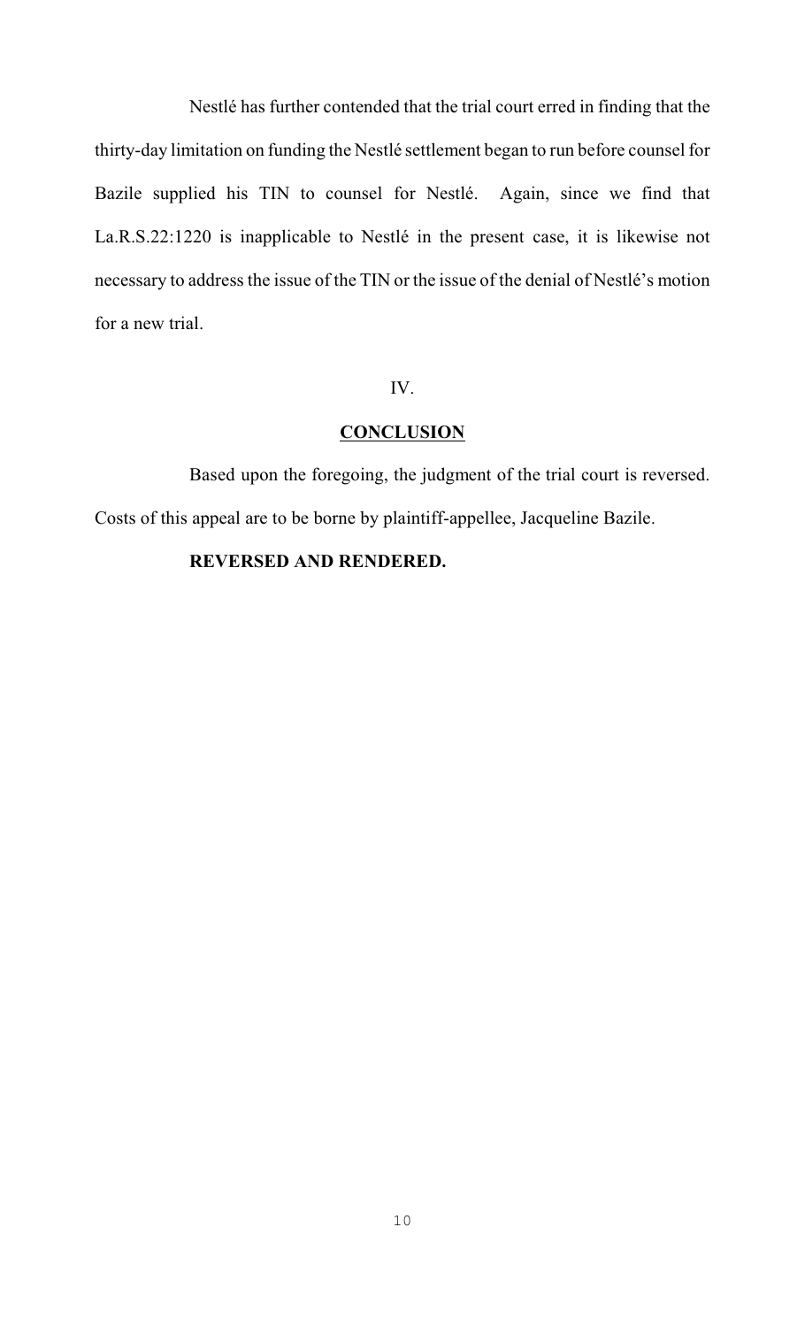Nestlé has further contended that the trial court erred in finding that the thirty-day limitation on funding the Nestlé settlement began to run before counsel for Bazile supplied his TIN to counsel for Nestlé. Again, since we find that La.R.S.22:1220 is inapplicable to Nestlé in the present case, it is likewise not necessary to address the issue of the TIN or the issue of the denial of Nestlé's motion for a new trial.

## IV.

## CONCLUSION

Based upon the foregoing, the judgment of the trial court is reversed. Costs of this appeal are to be borne by plaintiff-appellee, Jacqueline Bazile.

**REVERSED AND RENDERED.**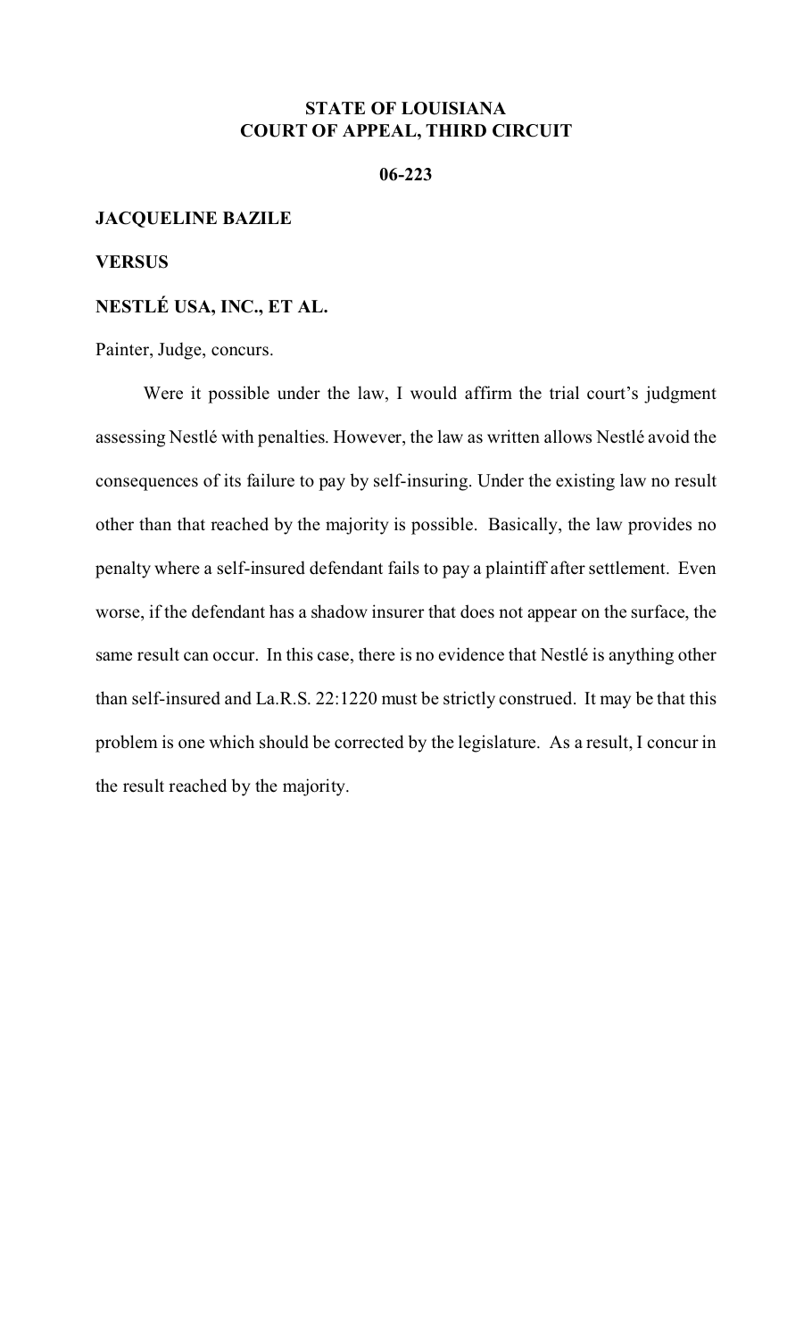**STATE OF LOUISIANA**
**COURT OF APPEAL, THIRD CIRCUIT**

**06-223**

**JACQUELINE BAZILE**

**VERSUS**

**NESTLÉ USA, INC., ET AL.**

Painter, Judge, concurs.

Were it possible under the law, I would affirm the trial court's judgment assessing Nestlé with penalties. However, the law as written allows Nestlé avoid the consequences of its failure to pay by self-insuring. Under the existing law no result other than that reached by the majority is possible. Basically, the law provides no penalty where a self-insured defendant fails to pay a plaintiff after settlement. Even worse, if the defendant has a shadow insurer that does not appear on the surface, the same result can occur. In this case, there is no evidence that Nestlé is anything other than self-insured and La.R.S. 22:1220 must be strictly construed. It may be that this problem is one which should be corrected by the legislature. As a result, I concur in the result reached by the majority.